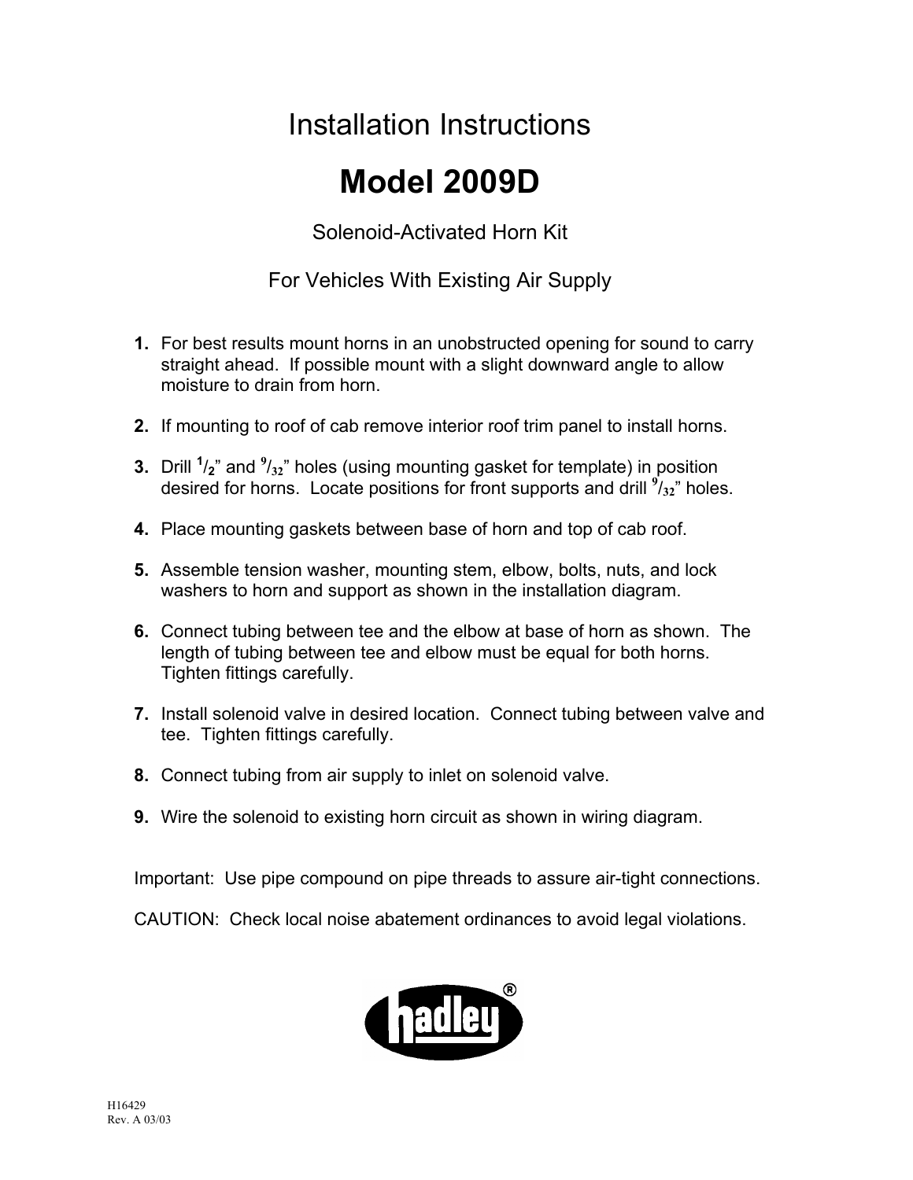# Installation Instructions

# Model 2009D

Solenoid-Activated Horn Kit

For Vehicles With Existing Air Supply

1. For best results mount horns in an unobstructed opening for sound to carry straight ahead. If possible mount with a slight downward angle to allow moisture to drain from horn.

2. If mounting to roof of cab remove interior roof trim panel to install horns.

3. Drill $^{1}/_{2}$" and $^{9}/_{32}$" holes (using mounting gasket for template) in position desired for horns. Locate positions for front supports and drill $^{9}/_{32}$" holes.

4. Place mounting gaskets between base of horn and top of cab roof.

5. Assemble tension washer, mounting stem, elbow, bolts, nuts, and lock washers to horn and support as shown in the installation diagram.

6. Connect tubing between tee and the elbow at base of horn as shown. The length of tubing between tee and elbow must be equal for both horns. Tighten fittings carefully.

7. Install solenoid valve in desired location. Connect tubing between valve and tee. Tighten fittings carefully.

8. Connect tubing from air supply to inlet on solenoid valve.

9. Wire the solenoid to existing horn circuit as shown in wiring diagram.

Important: Use pipe compound on pipe threads to assure air-tight connections.

CAUTION: Check local noise abatement ordinances to avoid legal violations.

hadley®

H16429
Rev. A 03/03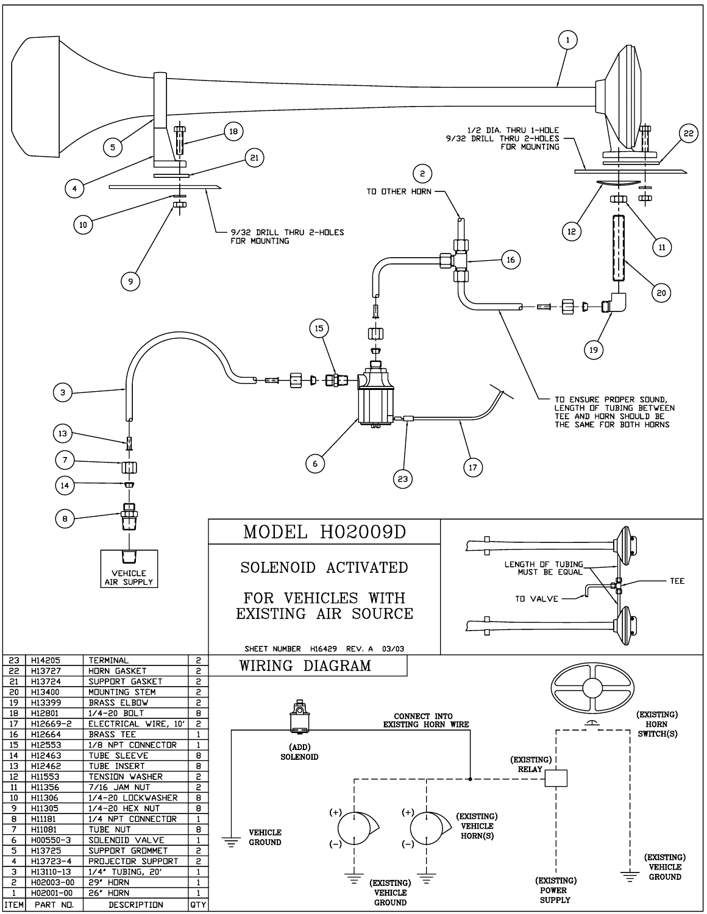# MODEL H02009D

## SOLENOID ACTIVATED

## FOR VEHICLES WITH EXISTING AIR SOURCE

SHEET NUMBER H16429 REV. A 03/03

1/2 DIA. THRU 1-HOLE
9/32 DRILL THRU 2-HOLES
FOR MOUNTING

9/32 DRILL THRU 2-HOLES
FOR MOUNTING

TO OTHER HORN

TO ENSURE PROPER SOUND, LENGTH OF TUBING BETWEEN TEE AND HORN SHOULD BE THE SAME FOR BOTH HORNS

VEHICLE AIR SUPPLY

LENGTH OF TUBING MUST BE EQUAL

TEE

TO VALVE

| ITEM | PART NO. | DESCRIPTION | QTY |
|---|---|---|---|
| 23 | H14205 | TERMINAL | 2 |
| 22 | H13727 | HORN GASKET | 2 |
| 21 | H13724 | SUPPORT GASKET | 2 |
| 20 | H13400 | MOUNTING STEM | 2 |
| 19 | H13399 | BRASS ELBOW | 2 |
| 18 | H12801 | 1/4-20 BOLT | 8 |
| 17 | H12669-2 | ELECTRICAL WIRE, 10' | 2 |
| 16 | H12664 | BRASS TEE | 1 |
| 15 | H12553 | 1/8 NPT CONNECTOR | 1 |
| 14 | H12463 | TUBE SLEEVE | 8 |
| 13 | H12462 | TUBE INSERT | 8 |
| 12 | H11553 | TENSION WASHER | 2 |
| 11 | H11356 | 7/16 JAM NUT | 2 |
| 10 | H11306 | 1/4-20 LOCKWASHER | 8 |
| 9 | H11305 | 1/4-20 HEX NUT | 8 |
| 8 | H11181 | 1/4 NPT CONNECTOR | 1 |
| 7 | H11081 | TUBE NUT | 8 |
| 6 | H00550-3 | SOLENOID VALVE | 1 |
| 5 | H13725 | SUPPORT GROMMET | 2 |
| 4 | H13723-4 | PROJECTOR SUPPORT | 2 |
| 3 | H13110-13 | 1/4" TUBING, 20' | 1 |
| 2 | H02003-00 | 29" HORN | 1 |
| 1 | H02001-00 | 26" HORN | 1 |

## WIRING DIAGRAM

(ADD) SOLENOID

CONNECT INTO EXISTING HORN WIRE

VEHICLE GROUND

(EXISTING) RELAY

(EXISTING) HORN SWITCH(S)

(EXISTING) VEHICLE HORN(S)

(EXISTING) VEHICLE GROUND

(EXISTING) POWER SUPPLY

(EXISTING) VEHICLE GROUND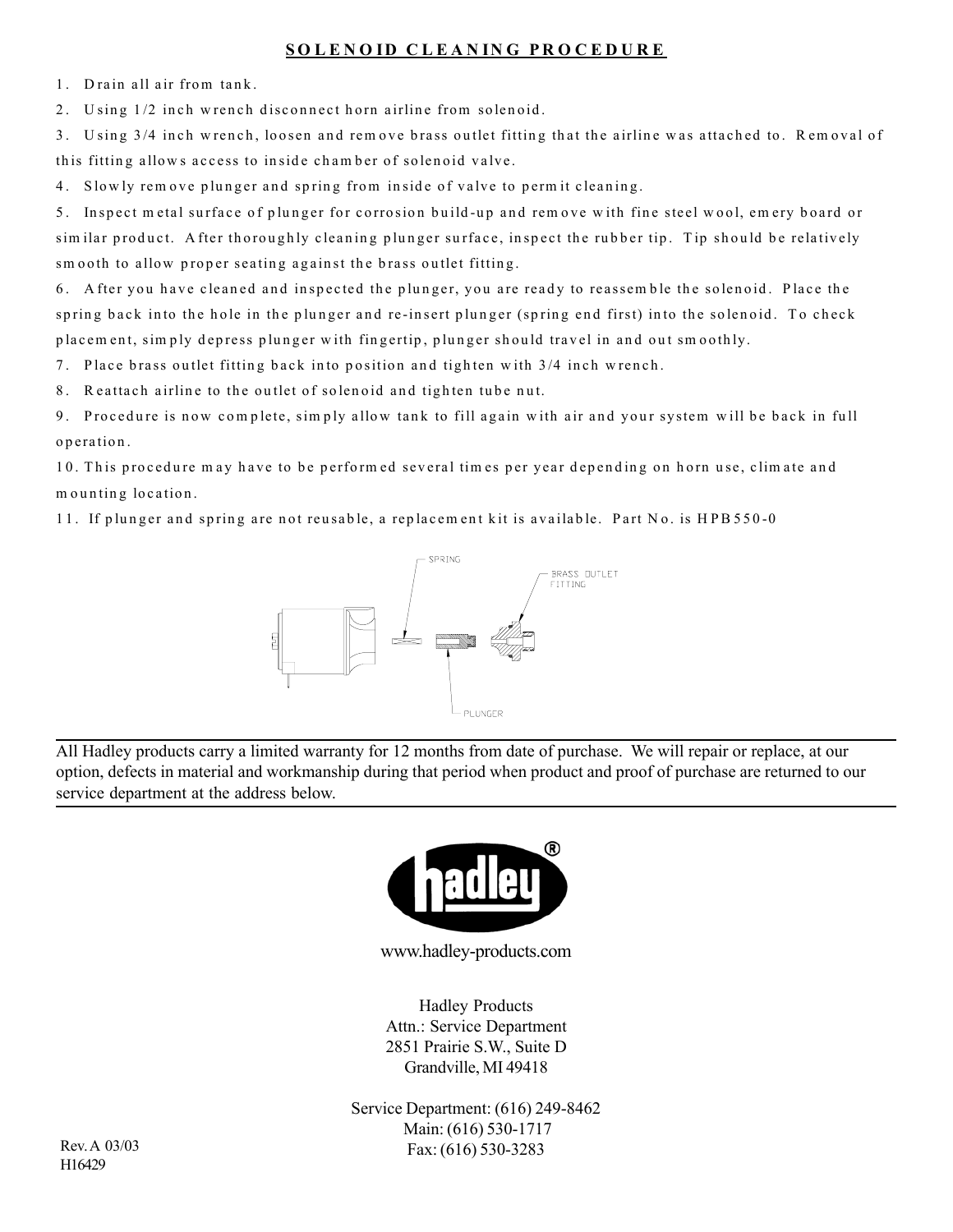## SOLENOID CLEANING PROCEDURE

1. Drain all air from tank.
2. Using 1/2 inch wrench disconnect horn airline from solenoid.
3. Using 3/4 inch wrench, loosen and remove brass outlet fitting that the airline was attached to. Removal of this fitting allows access to inside chamber of solenoid valve.
4. Slowly remove plunger and spring from inside of valve to permit cleaning.
5. Inspect metal surface of plunger for corrosion build-up and remove with fine steel wool, emery board or similar product. After thoroughly cleaning plunger surface, inspect the rubber tip. Tip should be relatively smooth to allow proper seating against the brass outlet fitting.
6. After you have cleaned and inspected the plunger, you are ready to reassemble the solenoid. Place the spring back into the hole in the plunger and re-insert plunger (spring end first) into the solenoid. To check placement, simply depress plunger with fingertip, plunger should travel in and out smoothly.
7. Place brass outlet fitting back into position and tighten with 3/4 inch wrench.
8. Reattach airline to the outlet of solenoid and tighten tube nut.
9. Procedure is now complete, simply allow tank to fill again with air and your system will be back in full operation.
10. This procedure may have to be performed several times per year depending on horn use, climate and mounting location.
11. If plunger and spring are not reusable, a replacement kit is available. Part No. is HPB550-0

SPRING

BRASS OUTLET FITTING

PLUNGER

All Hadley products carry a limited warranty for 12 months from date of purchase. We will repair or replace, at our option, defects in material and workmanship during that period when product and proof of purchase are returned to our service department at the address below.

hadley®

www.hadley-products.com

Hadley Products
Attn.: Service Department
2851 Prairie S.W., Suite D
Grandville, MI 49418

Service Department: (616) 249-8462
Main: (616) 530-1717
Fax: (616) 530-3283

Rev. A 03/03
H16429